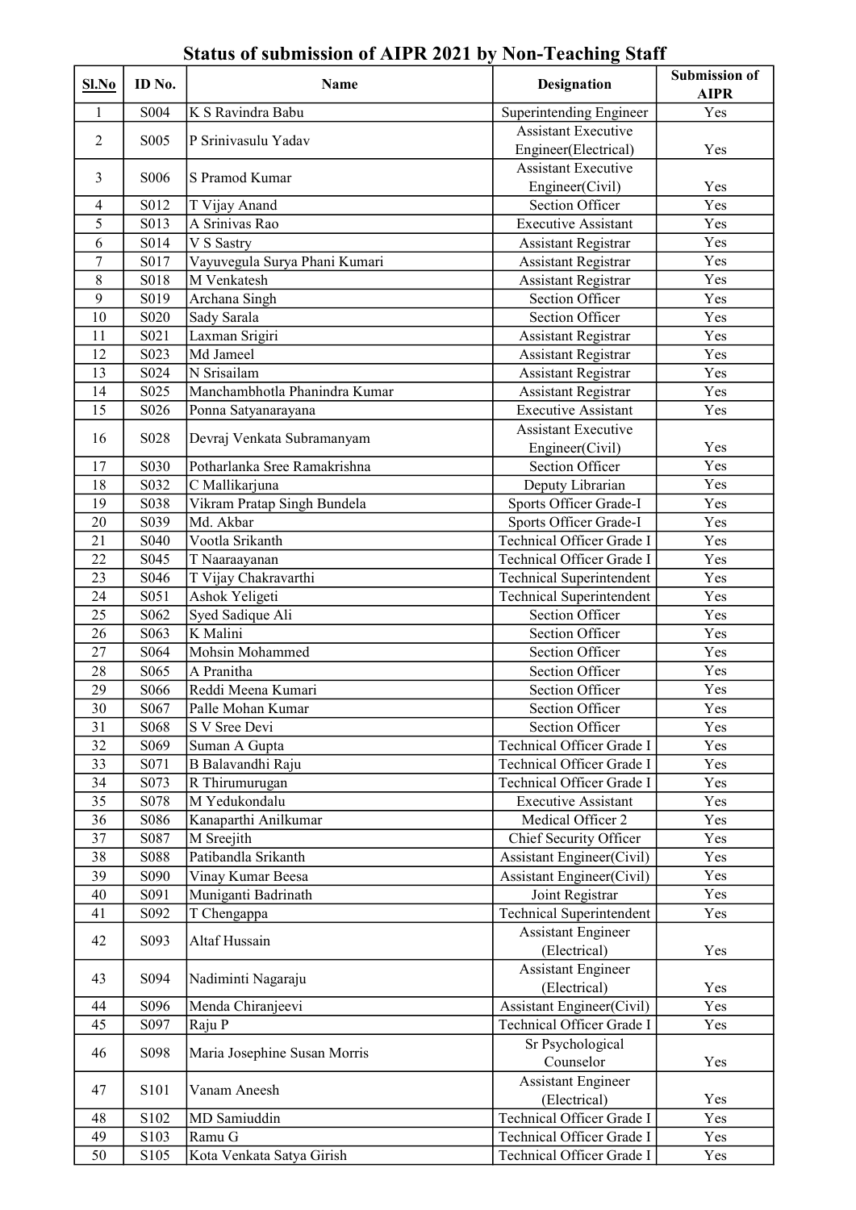# Status of submission of AIPR 2021 by Non-Teaching Staff

| Sl.No | ID No. | Name | Designation | Submission of AIPR |
|---|---|---|---|---|
| 1 | S004 | K S Ravindra Babu | Superintending Engineer | Yes |
| 2 | S005 | P Srinivasulu Yadav | Assistant Executive Engineer(Electrical) | Yes |
| 3 | S006 | S Pramod Kumar | Assistant Executive Engineer(Civil) | Yes |
| 4 | S012 | T Vijay Anand | Section Officer | Yes |
| 5 | S013 | A Srinivas Rao | Executive Assistant | Yes |
| 6 | S014 | V S Sastry | Assistant Registrar | Yes |
| 7 | S017 | Vayuvegula Surya Phani Kumari | Assistant Registrar | Yes |
| 8 | S018 | M Venkatesh | Assistant Registrar | Yes |
| 9 | S019 | Archana Singh | Section Officer | Yes |
| 10 | S020 | Sady Sarala | Section Officer | Yes |
| 11 | S021 | Laxman Srigiri | Assistant Registrar | Yes |
| 12 | S023 | Md Jameel | Assistant Registrar | Yes |
| 13 | S024 | N Srisailam | Assistant Registrar | Yes |
| 14 | S025 | Manchambhotla Phanindra Kumar | Assistant Registrar | Yes |
| 15 | S026 | Ponna Satyanarayana | Executive Assistant | Yes |
| 16 | S028 | Devraj Venkata Subramanyam | Assistant Executive Engineer(Civil) | Yes |
| 17 | S030 | Potharlanka Sree Ramakrishna | Section Officer | Yes |
| 18 | S032 | C Mallikarjuna | Deputy Librarian | Yes |
| 19 | S038 | Vikram Pratap Singh Bundela | Sports Officer Grade-I | Yes |
| 20 | S039 | Md. Akbar | Sports Officer Grade-I | Yes |
| 21 | S040 | Vootla Srikanth | Technical Officer Grade I | Yes |
| 22 | S045 | T Naaraayanan | Technical Officer Grade I | Yes |
| 23 | S046 | T Vijay Chakravarthi | Technical Superintendent | Yes |
| 24 | S051 | Ashok Yeligeti | Technical Superintendent | Yes |
| 25 | S062 | Syed Sadique Ali | Section Officer | Yes |
| 26 | S063 | K Malini | Section Officer | Yes |
| 27 | S064 | Mohsin Mohammed | Section Officer | Yes |
| 28 | S065 | A Pranitha | Section Officer | Yes |
| 29 | S066 | Reddi Meena Kumari | Section Officer | Yes |
| 30 | S067 | Palle Mohan Kumar | Section Officer | Yes |
| 31 | S068 | S V Sree Devi | Section Officer | Yes |
| 32 | S069 | Suman A Gupta | Technical Officer Grade I | Yes |
| 33 | S071 | B Balavandhi Raju | Technical Officer Grade I | Yes |
| 34 | S073 | R Thirumurugan | Technical Officer Grade I | Yes |
| 35 | S078 | M Yedukondalu | Executive Assistant | Yes |
| 36 | S086 | Kanaparthi Anilkumar | Medical Officer 2 | Yes |
| 37 | S087 | M Sreejith | Chief Security Officer | Yes |
| 38 | S088 | Patibandla Srikanth | Assistant Engineer(Civil) | Yes |
| 39 | S090 | Vinay Kumar Beesa | Assistant Engineer(Civil) | Yes |
| 40 | S091 | Muniganti Badrinath | Joint Registrar | Yes |
| 41 | S092 | T Chengappa | Technical Superintendent | Yes |
| 42 | S093 | Altaf Hussain | Assistant Engineer (Electrical) | Yes |
| 43 | S094 | Nadiminti Nagaraju | Assistant Engineer (Electrical) | Yes |
| 44 | S096 | Menda Chiranjeevi | Assistant Engineer(Civil) | Yes |
| 45 | S097 | Raju P | Technical Officer Grade I | Yes |
| 46 | S098 | Maria Josephine Susan Morris | Sr Psychological Counselor | Yes |
| 47 | S101 | Vanam Aneesh | Assistant Engineer (Electrical) | Yes |
| 48 | S102 | MD Samiuddin | Technical Officer Grade I | Yes |
| 49 | S103 | Ramu G | Technical Officer Grade I | Yes |
| 50 | S105 | Kota Venkata Satya Girish | Technical Officer Grade I | Yes |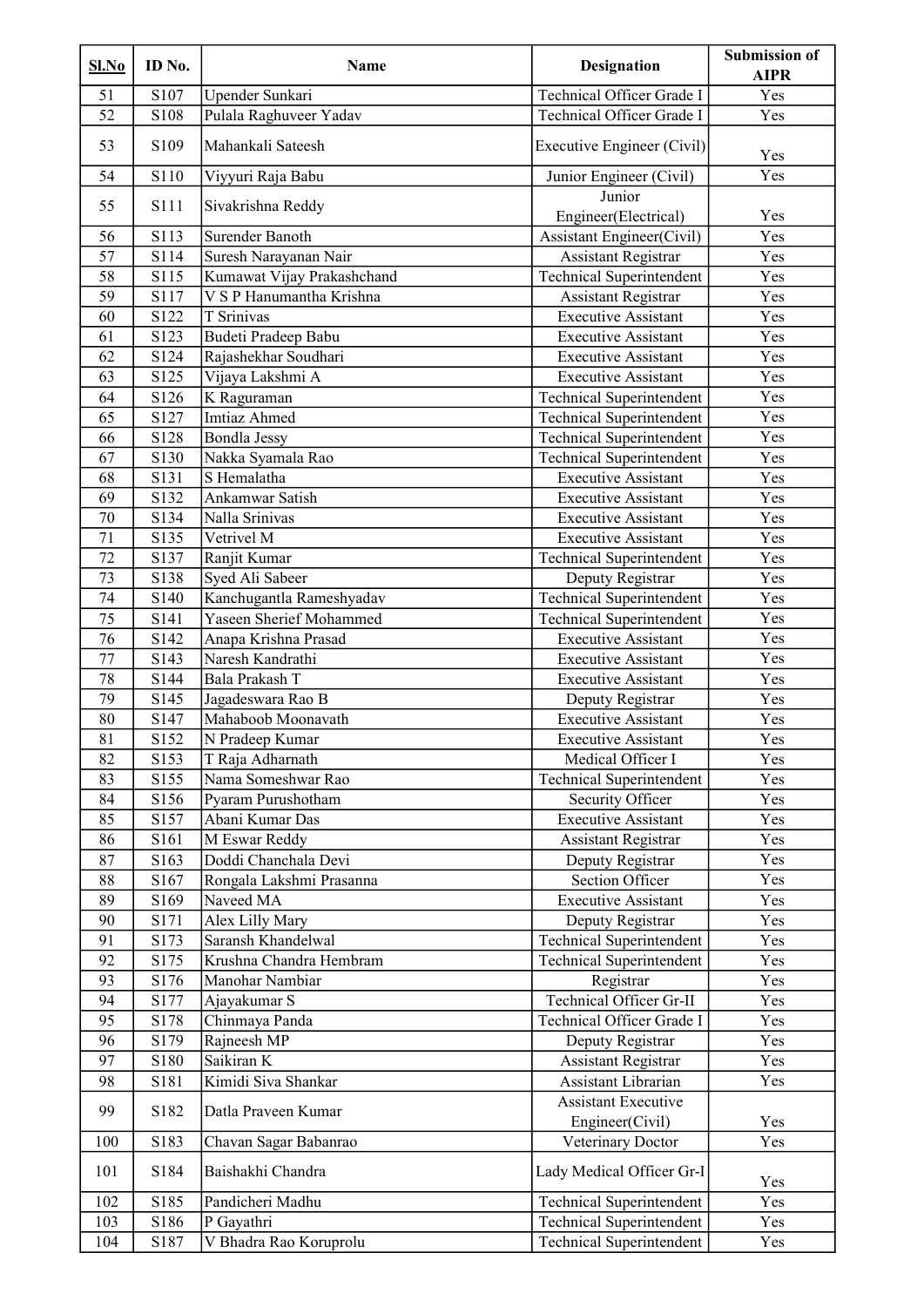| Sl.No | ID No. | Name | Designation | Submission of AIPR |
|---|---|---|---|---|
| 51 | S107 | Upender Sunkari | Technical Officer Grade I | Yes |
| 52 | S108 | Pulala Raghuveer Yadav | Technical Officer Grade I | Yes |
| 53 | S109 | Mahankali Sateesh | Executive Engineer (Civil) | Yes |
| 54 | S110 | Viyyuri Raja Babu | Junior Engineer (Civil) | Yes |
| 55 | S111 | Sivakrishna Reddy | Junior Engineer(Electrical) | Yes |
| 56 | S113 | Surender Banoth | Assistant Engineer(Civil) | Yes |
| 57 | S114 | Suresh Narayanan Nair | Assistant Registrar | Yes |
| 58 | S115 | Kumawat Vijay Prakashchand | Technical Superintendent | Yes |
| 59 | S117 | V S P Hanumantha Krishna | Assistant Registrar | Yes |
| 60 | S122 | T Srinivas | Executive Assistant | Yes |
| 61 | S123 | Budeti Pradeep Babu | Executive Assistant | Yes |
| 62 | S124 | Rajashekhar Soudhari | Executive Assistant | Yes |
| 63 | S125 | Vijaya Lakshmi A | Executive Assistant | Yes |
| 64 | S126 | K Raguraman | Technical Superintendent | Yes |
| 65 | S127 | Imtiaz Ahmed | Technical Superintendent | Yes |
| 66 | S128 | Bondla Jessy | Technical Superintendent | Yes |
| 67 | S130 | Nakka Syamala Rao | Technical Superintendent | Yes |
| 68 | S131 | S Hemalatha | Executive Assistant | Yes |
| 69 | S132 | Ankamwar Satish | Executive Assistant | Yes |
| 70 | S134 | Nalla Srinivas | Executive Assistant | Yes |
| 71 | S135 | Vetrivel M | Executive Assistant | Yes |
| 72 | S137 | Ranjit Kumar | Technical Superintendent | Yes |
| 73 | S138 | Syed Ali Sabeer | Deputy Registrar | Yes |
| 74 | S140 | Kanchugantla Rameshyadav | Technical Superintendent | Yes |
| 75 | S141 | Yaseen Sherief Mohammed | Technical Superintendent | Yes |
| 76 | S142 | Anapa Krishna Prasad | Executive Assistant | Yes |
| 77 | S143 | Naresh Kandrathi | Executive Assistant | Yes |
| 78 | S144 | Bala Prakash T | Executive Assistant | Yes |
| 79 | S145 | Jagadeswara Rao B | Deputy Registrar | Yes |
| 80 | S147 | Mahaboob Moonavath | Executive Assistant | Yes |
| 81 | S152 | N Pradeep Kumar | Executive Assistant | Yes |
| 82 | S153 | T Raja Adharnath | Medical Officer I | Yes |
| 83 | S155 | Nama Someshwar Rao | Technical Superintendent | Yes |
| 84 | S156 | Pyaram Purushotham | Security Officer | Yes |
| 85 | S157 | Abani Kumar Das | Executive Assistant | Yes |
| 86 | S161 | M Eswar Reddy | Assistant Registrar | Yes |
| 87 | S163 | Doddi Chanchala Devi | Deputy Registrar | Yes |
| 88 | S167 | Rongala Lakshmi Prasanna | Section Officer | Yes |
| 89 | S169 | Naveed MA | Executive Assistant | Yes |
| 90 | S171 | Alex Lilly Mary | Deputy Registrar | Yes |
| 91 | S173 | Saransh Khandelwal | Technical Superintendent | Yes |
| 92 | S175 | Krushna Chandra Hembram | Technical Superintendent | Yes |
| 93 | S176 | Manohar Nambiar | Registrar | Yes |
| 94 | S177 | Ajayakumar S | Technical Officer Gr-II | Yes |
| 95 | S178 | Chinmaya Panda | Technical Officer Grade I | Yes |
| 96 | S179 | Rajneesh MP | Deputy Registrar | Yes |
| 97 | S180 | Saikiran K | Assistant Registrar | Yes |
| 98 | S181 | Kimidi Siva Shankar | Assistant Librarian | Yes |
| 99 | S182 | Datla Praveen Kumar | Assistant Executive Engineer(Civil) | Yes |
| 100 | S183 | Chavan Sagar Babanrao | Veterinary Doctor | Yes |
| 101 | S184 | Baishakhi Chandra | Lady Medical Officer Gr-I | Yes |
| 102 | S185 | Pandicheri Madhu | Technical Superintendent | Yes |
| 103 | S186 | P Gayathri | Technical Superintendent | Yes |
| 104 | S187 | V Bhadra Rao Koruprolu | Technical Superintendent | Yes |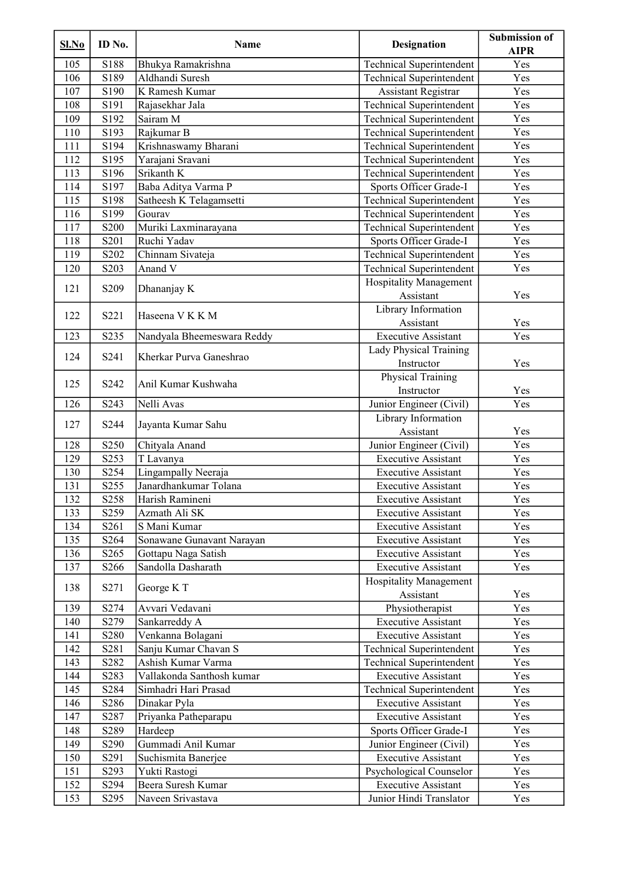| Sl.No | ID No. | Name | Designation | Submission of AIPR |
|---|---|---|---|---|
| 105 | S188 | Bhukya Ramakrishna | Technical Superintendent | Yes |
| 106 | S189 | Aldhandi Suresh | Technical Superintendent | Yes |
| 107 | S190 | K Ramesh Kumar | Assistant Registrar | Yes |
| 108 | S191 | Rajasekhar Jala | Technical Superintendent | Yes |
| 109 | S192 | Sairam M | Technical Superintendent | Yes |
| 110 | S193 | Rajkumar B | Technical Superintendent | Yes |
| 111 | S194 | Krishnaswamy Bharani | Technical Superintendent | Yes |
| 112 | S195 | Yarajani Sravani | Technical Superintendent | Yes |
| 113 | S196 | Srikanth K | Technical Superintendent | Yes |
| 114 | S197 | Baba Aditya Varma P | Sports Officer Grade-I | Yes |
| 115 | S198 | Satheesh K Telagamsetti | Technical Superintendent | Yes |
| 116 | S199 | Gourav | Technical Superintendent | Yes |
| 117 | S200 | Muriki Laxminarayana | Technical Superintendent | Yes |
| 118 | S201 | Ruchi Yadav | Sports Officer Grade-I | Yes |
| 119 | S202 | Chinnam Sivateja | Technical Superintendent | Yes |
| 120 | S203 | Anand V | Technical Superintendent | Yes |
| 121 | S209 | Dhananjay K | Hospitality Management Assistant | Yes |
| 122 | S221 | Haseena V K K M | Library Information Assistant | Yes |
| 123 | S235 | Nandyala Bheemeswara Reddy | Executive Assistant | Yes |
| 124 | S241 | Kherkar Purva Ganeshrao | Lady Physical Training Instructor | Yes |
| 125 | S242 | Anil Kumar Kushwaha | Physical Training Instructor | Yes |
| 126 | S243 | Nelli Avas | Junior Engineer (Civil) | Yes |
| 127 | S244 | Jayanta Kumar Sahu | Library Information Assistant | Yes |
| 128 | S250 | Chityala Anand | Junior Engineer (Civil) | Yes |
| 129 | S253 | T Lavanya | Executive Assistant | Yes |
| 130 | S254 | Lingampally Neeraja | Executive Assistant | Yes |
| 131 | S255 | Janardhankumar Tolana | Executive Assistant | Yes |
| 132 | S258 | Harish Ramineni | Executive Assistant | Yes |
| 133 | S259 | Azmath Ali SK | Executive Assistant | Yes |
| 134 | S261 | S Mani Kumar | Executive Assistant | Yes |
| 135 | S264 | Sonawane Gunavant Narayan | Executive Assistant | Yes |
| 136 | S265 | Gottapu Naga Satish | Executive Assistant | Yes |
| 137 | S266 | Sandolla Dasharath | Executive Assistant | Yes |
| 138 | S271 | George K T | Hospitality Management Assistant | Yes |
| 139 | S274 | Avvari Vedavani | Physiotherapist | Yes |
| 140 | S279 | Sankarreddy A | Executive Assistant | Yes |
| 141 | S280 | Venkanna Bolagani | Executive Assistant | Yes |
| 142 | S281 | Sanju Kumar Chavan S | Technical Superintendent | Yes |
| 143 | S282 | Ashish Kumar Varma | Technical Superintendent | Yes |
| 144 | S283 | Vallakonda Santhosh kumar | Executive Assistant | Yes |
| 145 | S284 | Simhadri Hari Prasad | Technical Superintendent | Yes |
| 146 | S286 | Dinakar Pyla | Executive Assistant | Yes |
| 147 | S287 | Priyanka Patheparapu | Executive Assistant | Yes |
| 148 | S289 | Hardeep | Sports Officer Grade-I | Yes |
| 149 | S290 | Gummadi Anil Kumar | Junior Engineer (Civil) | Yes |
| 150 | S291 | Suchismita Banerjee | Executive Assistant | Yes |
| 151 | S293 | Yukti Rastogi | Psychological Counselor | Yes |
| 152 | S294 | Beera Suresh Kumar | Executive Assistant | Yes |
| 153 | S295 | Naveen Srivastava | Junior Hindi Translator | Yes |